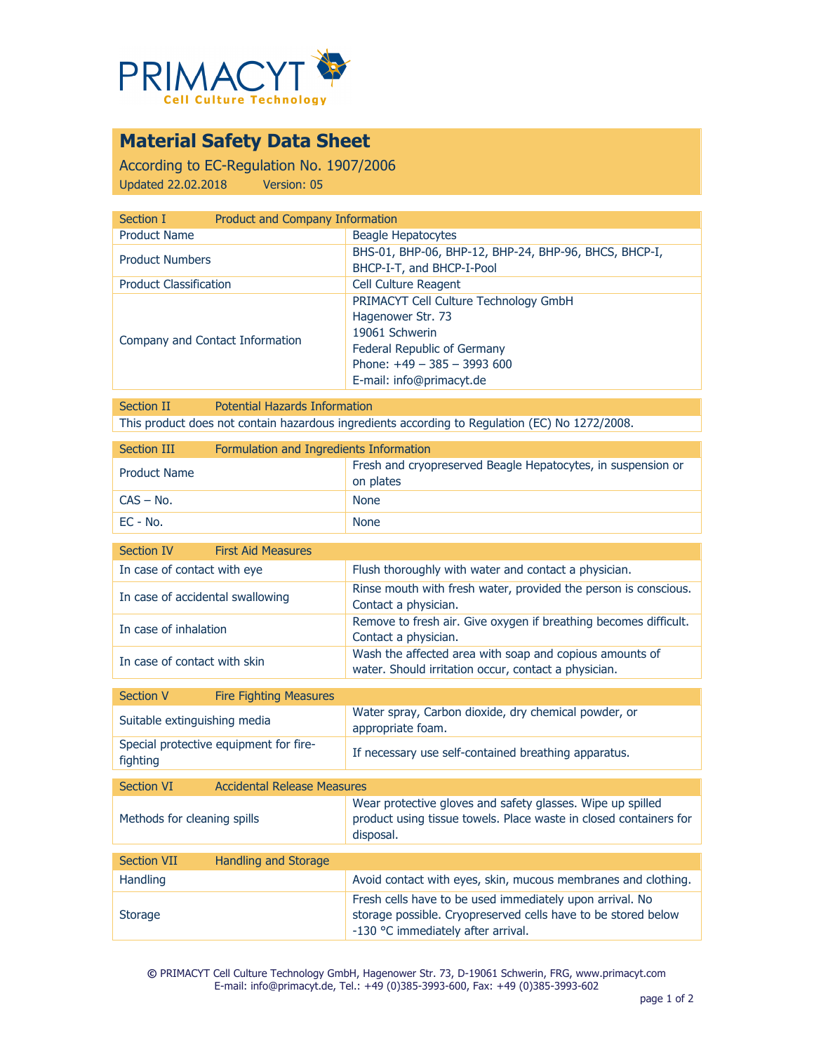PRIMACYT
Cell Culture Technology

# Material Safety Data Sheet

According to EC-Regulation No. 1907/2006

Updated 22.02.2018 Version: 05

| Section I | Product and Company Information |
|---|---|
| Product Name | Beagle Hepatocytes |
| Product Numbers | BHS-01, BHP-06, BHP-12, BHP-24, BHP-96, BHCS, BHCP-I, BHCP-I-T, and BHCP-I-Pool |
| Product Classification | Cell Culture Reagent |
| Company and Contact Information | PRIMACYT Cell Culture Technology GmbH<br>Hagenower Str. 73<br>19061 Schwerin<br>Federal Republic of Germany<br>Phone: +49 – 385 – 3993 600<br>E-mail: info@primacyt.de |

| Section II | Potential Hazards Information |
|---|---|
| This product does not contain hazardous ingredients according to Regulation (EC) No 1272/2008. | |

| Section III | Formulation and Ingredients Information |
|---|---|
| Product Name | Fresh and cryopreserved Beagle Hepatocytes, in suspension or on plates |
| CAS – No. | None |
| EC - No. | None |

| Section IV | First Aid Measures |
|---|---|
| In case of contact with eye | Flush thoroughly with water and contact a physician. |
| In case of accidental swallowing | Rinse mouth with fresh water, provided the person is conscious. Contact a physician. |
| In case of inhalation | Remove to fresh air. Give oxygen if breathing becomes difficult. Contact a physician. |
| In case of contact with skin | Wash the affected area with soap and copious amounts of water. Should irritation occur, contact a physician. |

| Section V | Fire Fighting Measures |
|---|---|
| Suitable extinguishing media | Water spray, Carbon dioxide, dry chemical powder, or appropriate foam. |
| Special protective equipment for fire-fighting | If necessary use self-contained breathing apparatus. |

| Section VI | Accidental Release Measures |
|---|---|
| Methods for cleaning spills | Wear protective gloves and safety glasses. Wipe up spilled product using tissue towels. Place waste in closed containers for disposal. |

| Section VII | Handling and Storage |
|---|---|
| Handling | Avoid contact with eyes, skin, mucous membranes and clothing. |
| Storage | Fresh cells have to be used immediately upon arrival. No storage possible. Cryopreserved cells have to be stored below -130 °C immediately after arrival. |

© PRIMACYT Cell Culture Technology GmbH, Hagenower Str. 73, D-19061 Schwerin, FRG, www.primacyt.com
E-mail: info@primacyt.de, Tel.: +49 (0)385-3993-600, Fax: +49 (0)385-3993-602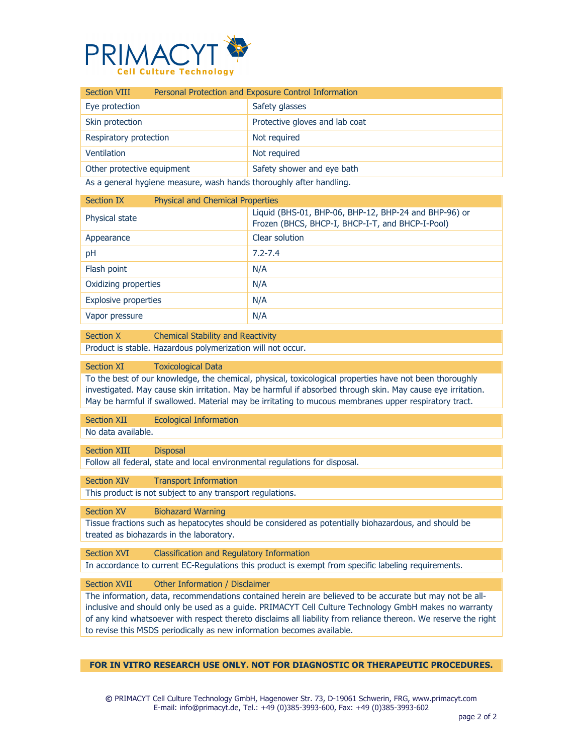PRIMACYT
Cell Culture Technology

| Section VIII | Personal Protection and Exposure Control Information |
|---|---|
| Eye protection | Safety glasses |
| Skin protection | Protective gloves and lab coat |
| Respiratory protection | Not required |
| Ventilation | Not required |
| Other protective equipment | Safety shower and eye bath |

As a general hygiene measure, wash hands thoroughly after handling.

| Section IX | Physical and Chemical Properties |
|---|---|
| Physical state | Liquid (BHS-01, BHP-06, BHP-12, BHP-24 and BHP-96) or Frozen (BHCS, BHCP-I, BHCP-I-T, and BHCP-I-Pool) |
| Appearance | Clear solution |
| pH | 7.2-7.4 |
| Flash point | N/A |
| Oxidizing properties | N/A |
| Explosive properties | N/A |
| Vapor pressure | N/A |

## Section X Chemical Stability and Reactivity

Product is stable. Hazardous polymerization will not occur.

## Section XI Toxicological Data

To the best of our knowledge, the chemical, physical, toxicological properties have not been thoroughly investigated. May cause skin irritation. May be harmful if absorbed through skin. May cause eye irritation. May be harmful if swallowed. Material may be irritating to mucous membranes upper respiratory tract.

## Section XII Ecological Information

No data available.

## Section XIII Disposal

Follow all federal, state and local environmental regulations for disposal.

## Section XIV Transport Information

This product is not subject to any transport regulations.

## Section XV Biohazard Warning

Tissue fractions such as hepatocytes should be considered as potentially biohazardous, and should be treated as biohazards in the laboratory.

## Section XVI Classification and Regulatory Information

In accordance to current EC-Regulations this product is exempt from specific labeling requirements.

## Section XVII Other Information / Disclaimer

The information, data, recommendations contained herein are believed to be accurate but may not be all-inclusive and should only be used as a guide. PRIMACYT Cell Culture Technology GmbH makes no warranty of any kind whatsoever with respect thereto disclaims all liability from reliance thereon. We reserve the right to revise this MSDS periodically as new information becomes available.

**FOR IN VITRO RESEARCH USE ONLY. NOT FOR DIAGNOSTIC OR THERAPEUTIC PROCEDURES.**

© PRIMACYT Cell Culture Technology GmbH, Hagenower Str. 73, D-19061 Schwerin, FRG, www.primacyt.com
E-mail: info@primacyt.de, Tel.: +49 (0)385-3993-600, Fax: +49 (0)385-3993-602